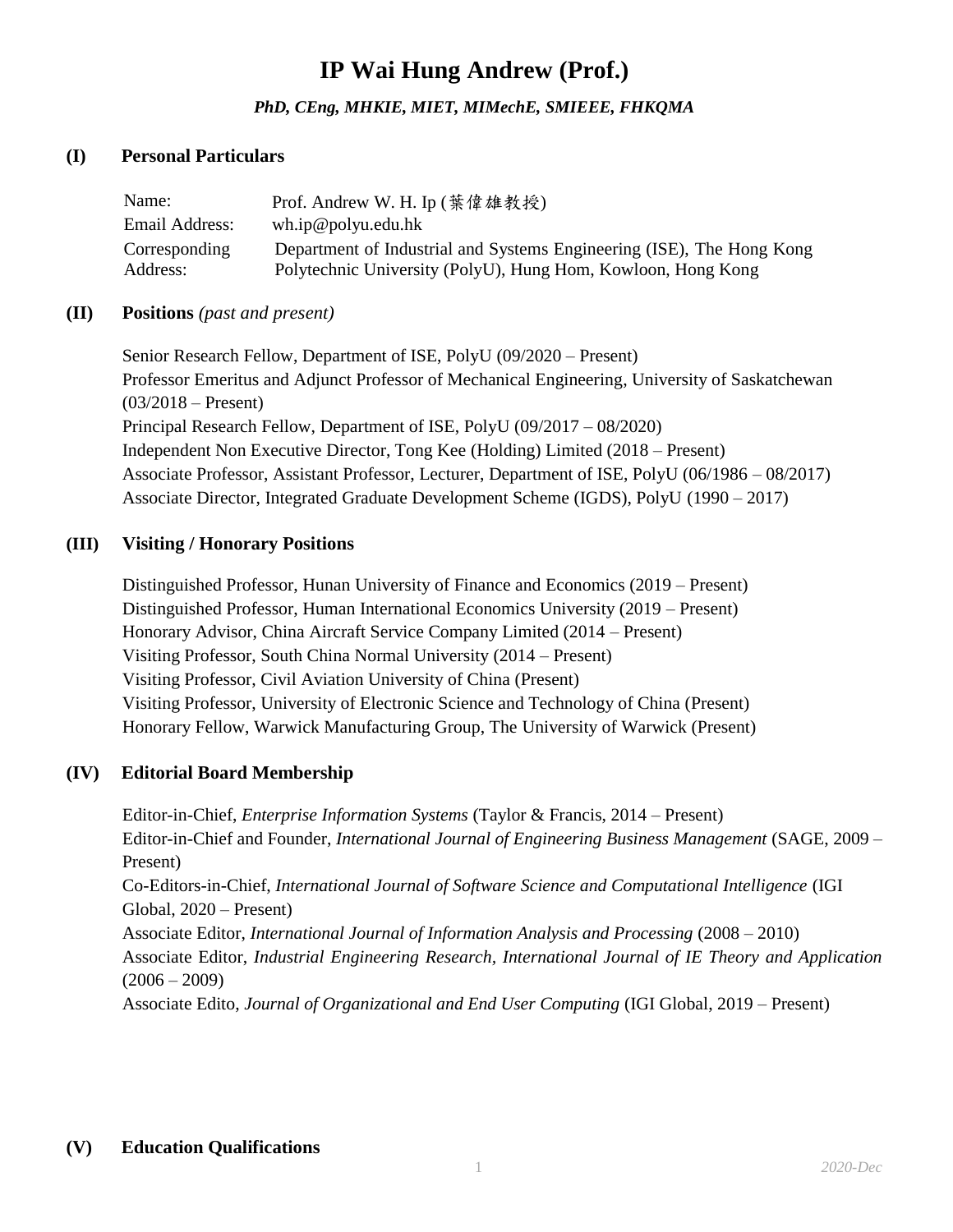# IP Wai Hung Andrew (Prof.)

***PhD, CEng, MHKIE, MIET, MIMechE, SMIEEE, FHKQMA***

## (I) Personal Particulars

| | |
|---|---|
| Name: | Prof. Andrew W. H. Ip (葉偉雄教授) |
| Email Address: | wh.ip@polyu.edu.hk |
| Corresponding Address: | Department of Industrial and Systems Engineering (ISE), The Hong Kong Polytechnic University (PolyU), Hung Hom, Kowloon, Hong Kong |

## (II) Positions *(past and present)*

Senior Research Fellow, Department of ISE, PolyU (09/2020 – Present)
Professor Emeritus and Adjunct Professor of Mechanical Engineering, University of Saskatchewan (03/2018 – Present)
Principal Research Fellow, Department of ISE, PolyU (09/2017 – 08/2020)
Independent Non Executive Director, Tong Kee (Holding) Limited (2018 – Present)
Associate Professor, Assistant Professor, Lecturer, Department of ISE, PolyU (06/1986 – 08/2017)
Associate Director, Integrated Graduate Development Scheme (IGDS), PolyU (1990 – 2017)

## (III) Visiting / Honorary Positions

Distinguished Professor, Hunan University of Finance and Economics (2019 – Present)
Distinguished Professor, Human International Economics University (2019 – Present)
Honorary Advisor, China Aircraft Service Company Limited (2014 – Present)
Visiting Professor, South China Normal University (2014 – Present)
Visiting Professor, Civil Aviation University of China (Present)
Visiting Professor, University of Electronic Science and Technology of China (Present)
Honorary Fellow, Warwick Manufacturing Group, The University of Warwick (Present)

## (IV) Editorial Board Membership

Editor-in-Chief, *Enterprise Information Systems* (Taylor & Francis, 2014 – Present)
Editor-in-Chief and Founder, *International Journal of Engineering Business Management* (SAGE, 2009 – Present)
Co-Editors-in-Chief, *International Journal of Software Science and Computational Intelligence* (IGI Global, 2020 – Present)
Associate Editor, *International Journal of Information Analysis and Processing* (2008 – 2010)
Associate Editor, *Industrial Engineering Research, International Journal of IE Theory and Application* (2006 – 2009)
Associate Edito, *Journal of Organizational and End User Computing* (IGI Global, 2019 – Present)

## (V) Education Qualifications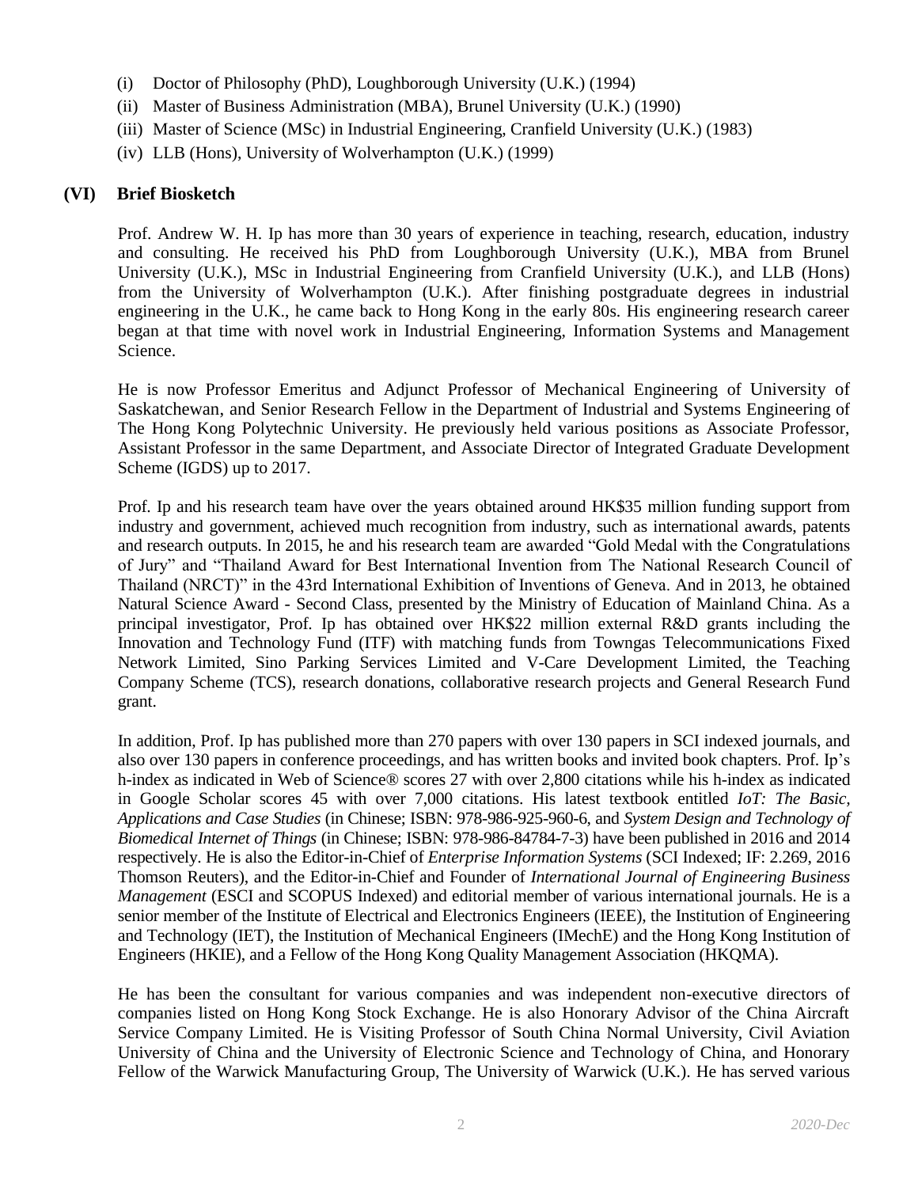(i) Doctor of Philosophy (PhD), Loughborough University (U.K.) (1994)
(ii) Master of Business Administration (MBA), Brunel University (U.K.) (1990)
(iii) Master of Science (MSc) in Industrial Engineering, Cranfield University (U.K.) (1983)
(iv) LLB (Hons), University of Wolverhampton (U.K.) (1999)

## (VI) Brief Biosketch

Prof. Andrew W. H. Ip has more than 30 years of experience in teaching, research, education, industry and consulting. He received his PhD from Loughborough University (U.K.), MBA from Brunel University (U.K.), MSc in Industrial Engineering from Cranfield University (U.K.), and LLB (Hons) from the University of Wolverhampton (U.K.). After finishing postgraduate degrees in industrial engineering in the U.K., he came back to Hong Kong in the early 80s. His engineering research career began at that time with novel work in Industrial Engineering, Information Systems and Management Science.

He is now Professor Emeritus and Adjunct Professor of Mechanical Engineering of University of Saskatchewan, and Senior Research Fellow in the Department of Industrial and Systems Engineering of The Hong Kong Polytechnic University. He previously held various positions as Associate Professor, Assistant Professor in the same Department, and Associate Director of Integrated Graduate Development Scheme (IGDS) up to 2017.

Prof. Ip and his research team have over the years obtained around HK$35 million funding support from industry and government, achieved much recognition from industry, such as international awards, patents and research outputs. In 2015, he and his research team are awarded "Gold Medal with the Congratulations of Jury" and "Thailand Award for Best International Invention from The National Research Council of Thailand (NRCT)" in the 43rd International Exhibition of Inventions of Geneva. And in 2013, he obtained Natural Science Award - Second Class, presented by the Ministry of Education of Mainland China. As a principal investigator, Prof. Ip has obtained over HK$22 million external R&D grants including the Innovation and Technology Fund (ITF) with matching funds from Towngas Telecommunications Fixed Network Limited, Sino Parking Services Limited and V-Care Development Limited, the Teaching Company Scheme (TCS), research donations, collaborative research projects and General Research Fund grant.

In addition, Prof. Ip has published more than 270 papers with over 130 papers in SCI indexed journals, and also over 130 papers in conference proceedings, and has written books and invited book chapters. Prof. Ip's h-index as indicated in Web of Science® scores 27 with over 2,800 citations while his h-index as indicated in Google Scholar scores 45 with over 7,000 citations. His latest textbook entitled *IoT: The Basic, Applications and Case Studies* (in Chinese; ISBN: 978-986-925-960-6, and *System Design and Technology of Biomedical Internet of Things* (in Chinese; ISBN: 978-986-84784-7-3) have been published in 2016 and 2014 respectively. He is also the Editor-in-Chief of *Enterprise Information Systems* (SCI Indexed; IF: 2.269, 2016 Thomson Reuters), and the Editor-in-Chief and Founder of *International Journal of Engineering Business Management* (ESCI and SCOPUS Indexed) and editorial member of various international journals. He is a senior member of the Institute of Electrical and Electronics Engineers (IEEE), the Institution of Engineering and Technology (IET), the Institution of Mechanical Engineers (IMechE) and the Hong Kong Institution of Engineers (HKIE), and a Fellow of the Hong Kong Quality Management Association (HKQMA).

He has been the consultant for various companies and was independent non-executive directors of companies listed on Hong Kong Stock Exchange. He is also Honorary Advisor of the China Aircraft Service Company Limited. He is Visiting Professor of South China Normal University, Civil Aviation University of China and the University of Electronic Science and Technology of China, and Honorary Fellow of the Warwick Manufacturing Group, The University of Warwick (U.K.). He has served various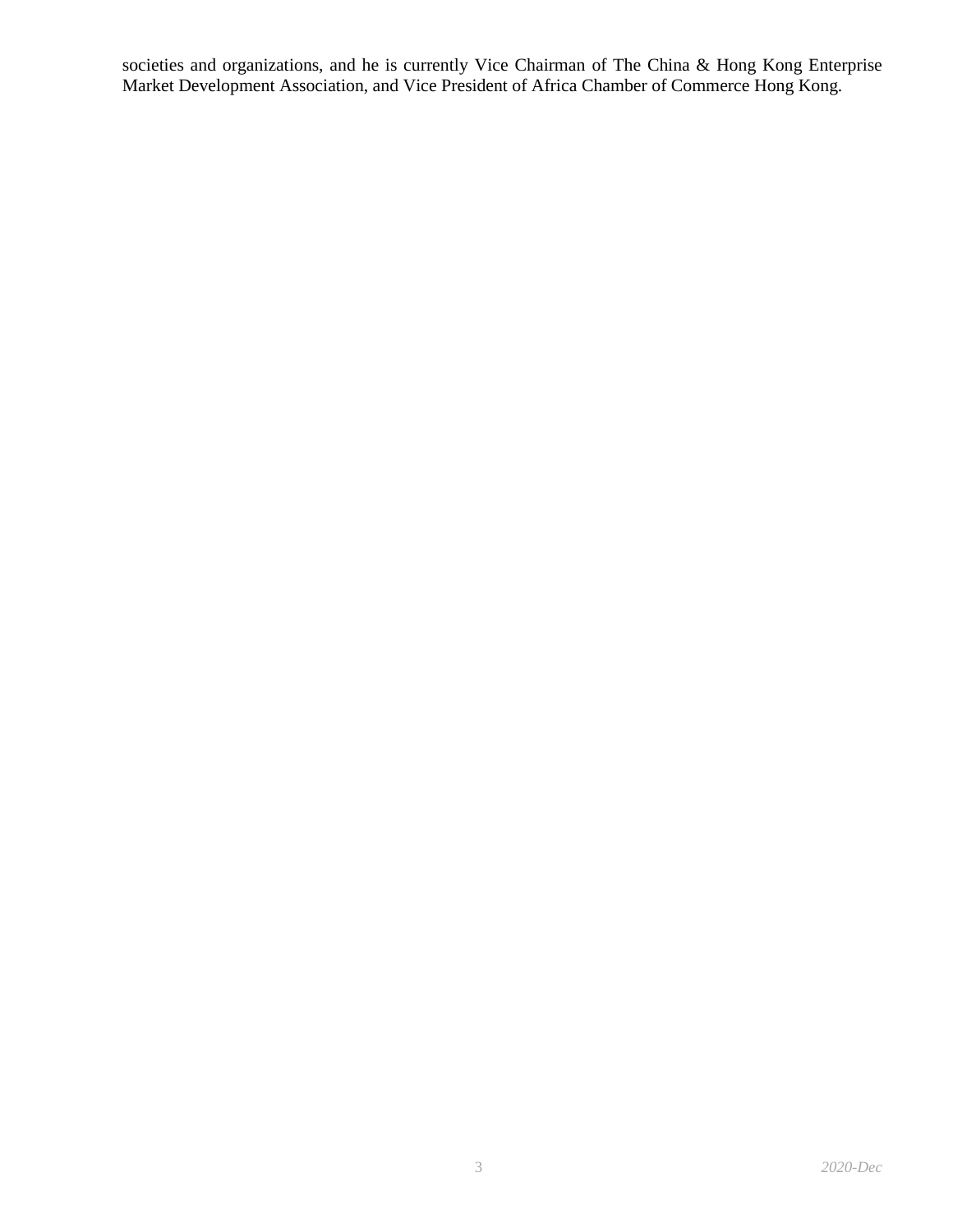societies and organizations, and he is currently Vice Chairman of The China & Hong Kong Enterprise Market Development Association, and Vice President of Africa Chamber of Commerce Hong Kong.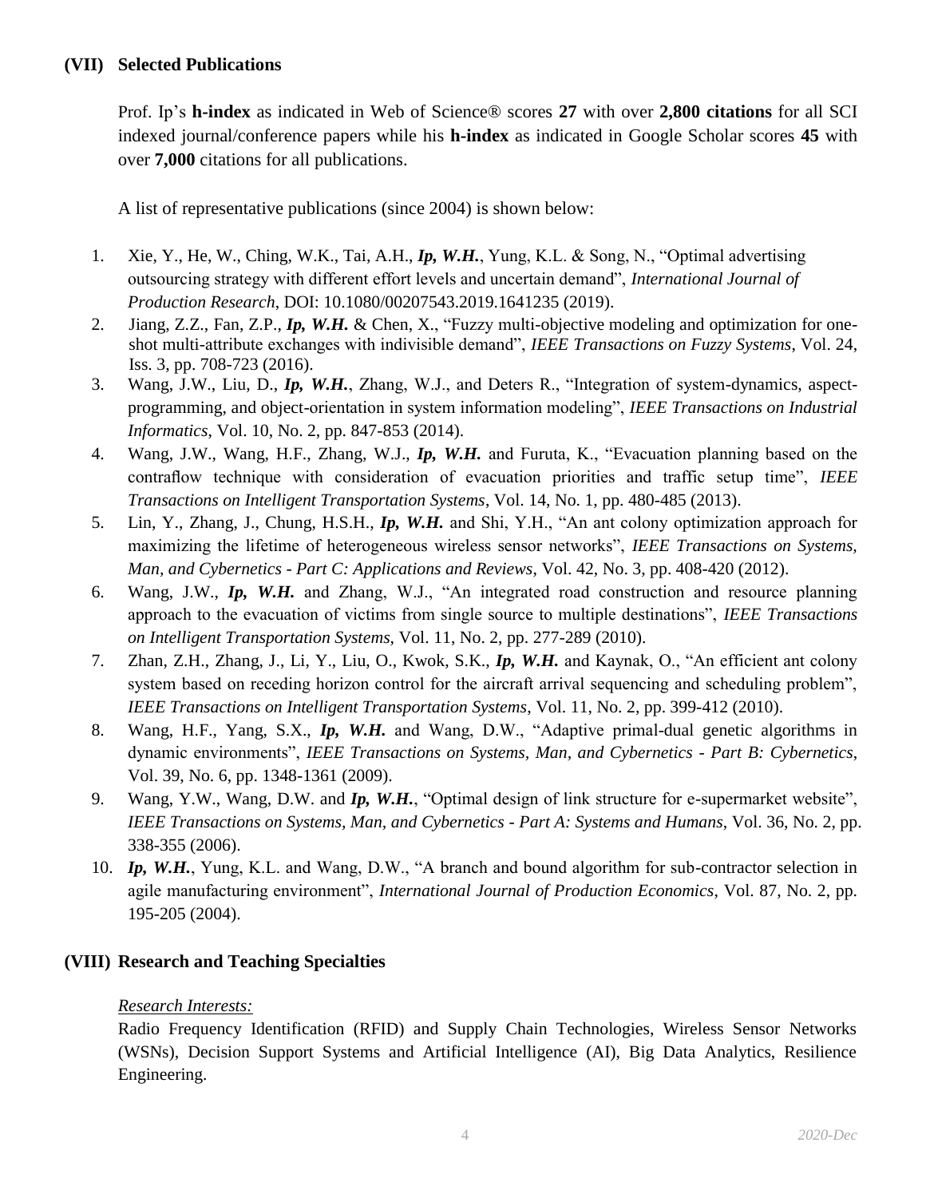## (VII) Selected Publications

Prof. Ip's **h-index** as indicated in Web of Science® scores **27** with over **2,800 citations** for all SCI indexed journal/conference papers while his **h-index** as indicated in Google Scholar scores **45** with over **7,000** citations for all publications.

A list of representative publications (since 2004) is shown below:

1. Xie, Y., He, W., Ching, W.K., Tai, A.H., ***Ip, W.H.***, Yung, K.L. & Song, N., "Optimal advertising outsourcing strategy with different effort levels and uncertain demand", *International Journal of Production Research*, DOI: 10.1080/00207543.2019.1641235 (2019).
2. Jiang, Z.Z., Fan, Z.P., ***Ip, W.H.*** & Chen, X., "Fuzzy multi-objective modeling and optimization for one-shot multi-attribute exchanges with indivisible demand", *IEEE Transactions on Fuzzy Systems*, Vol. 24, Iss. 3, pp. 708-723 (2016).
3. Wang, J.W., Liu, D., ***Ip, W.H.***, Zhang, W.J., and Deters R., "Integration of system-dynamics, aspect-programming, and object-orientation in system information modeling", *IEEE Transactions on Industrial Informatics*, Vol. 10, No. 2, pp. 847-853 (2014).
4. Wang, J.W., Wang, H.F., Zhang, W.J., ***Ip, W.H.*** and Furuta, K., "Evacuation planning based on the contraflow technique with consideration of evacuation priorities and traffic setup time", *IEEE Transactions on Intelligent Transportation Systems*, Vol. 14, No. 1, pp. 480-485 (2013).
5. Lin, Y., Zhang, J., Chung, H.S.H., ***Ip, W.H.*** and Shi, Y.H., "An ant colony optimization approach for maximizing the lifetime of heterogeneous wireless sensor networks", *IEEE Transactions on Systems, Man, and Cybernetics - Part C: Applications and Reviews*, Vol. 42, No. 3, pp. 408-420 (2012).
6. Wang, J.W., ***Ip, W.H.*** and Zhang, W.J., "An integrated road construction and resource planning approach to the evacuation of victims from single source to multiple destinations", *IEEE Transactions on Intelligent Transportation Systems*, Vol. 11, No. 2, pp. 277-289 (2010).
7. Zhan, Z.H., Zhang, J., Li, Y., Liu, O., Kwok, S.K., ***Ip, W.H.*** and Kaynak, O., "An efficient ant colony system based on receding horizon control for the aircraft arrival sequencing and scheduling problem", *IEEE Transactions on Intelligent Transportation Systems*, Vol. 11, No. 2, pp. 399-412 (2010).
8. Wang, H.F., Yang, S.X., ***Ip, W.H.*** and Wang, D.W., "Adaptive primal-dual genetic algorithms in dynamic environments", *IEEE Transactions on Systems, Man, and Cybernetics - Part B: Cybernetics*, Vol. 39, No. 6, pp. 1348-1361 (2009).
9. Wang, Y.W., Wang, D.W. and ***Ip, W.H.***, "Optimal design of link structure for e-supermarket website", *IEEE Transactions on Systems, Man, and Cybernetics - Part A: Systems and Humans*, Vol. 36, No. 2, pp. 338-355 (2006).
10. ***Ip, W.H.***, Yung, K.L. and Wang, D.W., "A branch and bound algorithm for sub-contractor selection in agile manufacturing environment", *International Journal of Production Economics*, Vol. 87, No. 2, pp. 195-205 (2004).

## (VIII) Research and Teaching Specialties

*Research Interests:*

Radio Frequency Identification (RFID) and Supply Chain Technologies, Wireless Sensor Networks (WSNs), Decision Support Systems and Artificial Intelligence (AI), Big Data Analytics, Resilience Engineering.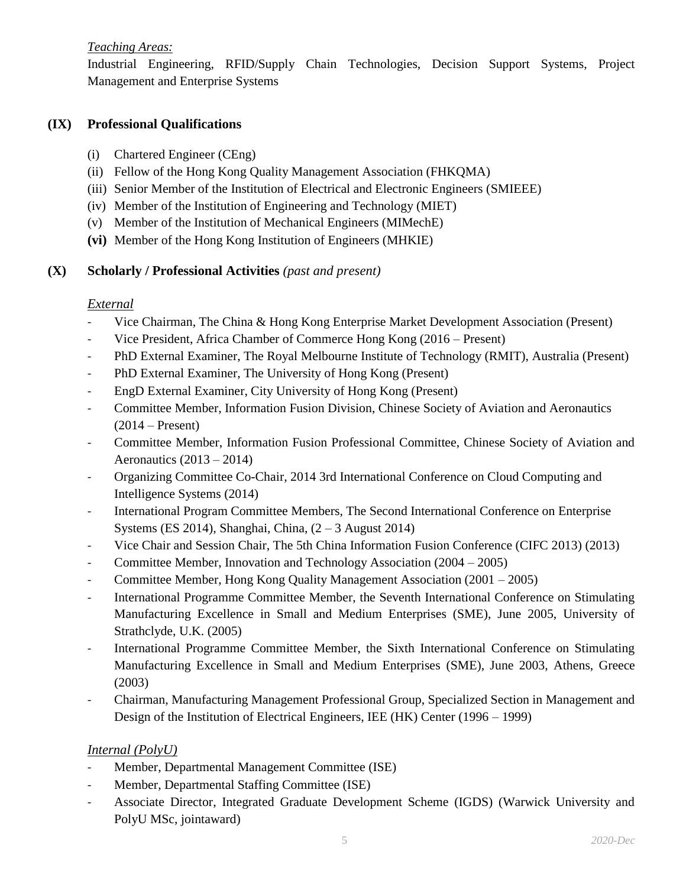*Teaching Areas:*
Industrial Engineering, RFID/Supply Chain Technologies, Decision Support Systems, Project Management and Enterprise Systems

## (IX) Professional Qualifications

(i) Chartered Engineer (CEng)
(ii) Fellow of the Hong Kong Quality Management Association (FHKQMA)
(iii) Senior Member of the Institution of Electrical and Electronic Engineers (SMIEEE)
(iv) Member of the Institution of Engineering and Technology (MIET)
(v) Member of the Institution of Mechanical Engineers (MIMechE)
**(vi)** Member of the Hong Kong Institution of Engineers (MHKIE)

## (X) Scholarly / Professional Activities *(past and present)*

*External*

- Vice Chairman, The China & Hong Kong Enterprise Market Development Association (Present)
- Vice President, Africa Chamber of Commerce Hong Kong (2016 – Present)
- PhD External Examiner, The Royal Melbourne Institute of Technology (RMIT), Australia (Present)
- PhD External Examiner, The University of Hong Kong (Present)
- EngD External Examiner, City University of Hong Kong (Present)
- Committee Member, Information Fusion Division, Chinese Society of Aviation and Aeronautics (2014 – Present)
- Committee Member, Information Fusion Professional Committee, Chinese Society of Aviation and Aeronautics (2013 – 2014)
- Organizing Committee Co-Chair, 2014 3rd International Conference on Cloud Computing and Intelligence Systems (2014)
- International Program Committee Members, The Second International Conference on Enterprise Systems (ES 2014), Shanghai, China, (2 – 3 August 2014)
- Vice Chair and Session Chair, The 5th China Information Fusion Conference (CIFC 2013) (2013)
- Committee Member, Innovation and Technology Association (2004 – 2005)
- Committee Member, Hong Kong Quality Management Association (2001 – 2005)
- International Programme Committee Member, the Seventh International Conference on Stimulating Manufacturing Excellence in Small and Medium Enterprises (SME), June 2005, University of Strathclyde, U.K. (2005)
- International Programme Committee Member, the Sixth International Conference on Stimulating Manufacturing Excellence in Small and Medium Enterprises (SME), June 2003, Athens, Greece (2003)
- Chairman, Manufacturing Management Professional Group, Specialized Section in Management and Design of the Institution of Electrical Engineers, IEE (HK) Center (1996 – 1999)

*Internal (PolyU)*

- Member, Departmental Management Committee (ISE)
- Member, Departmental Staffing Committee (ISE)
- Associate Director, Integrated Graduate Development Scheme (IGDS) (Warwick University and PolyU MSc, jointaward)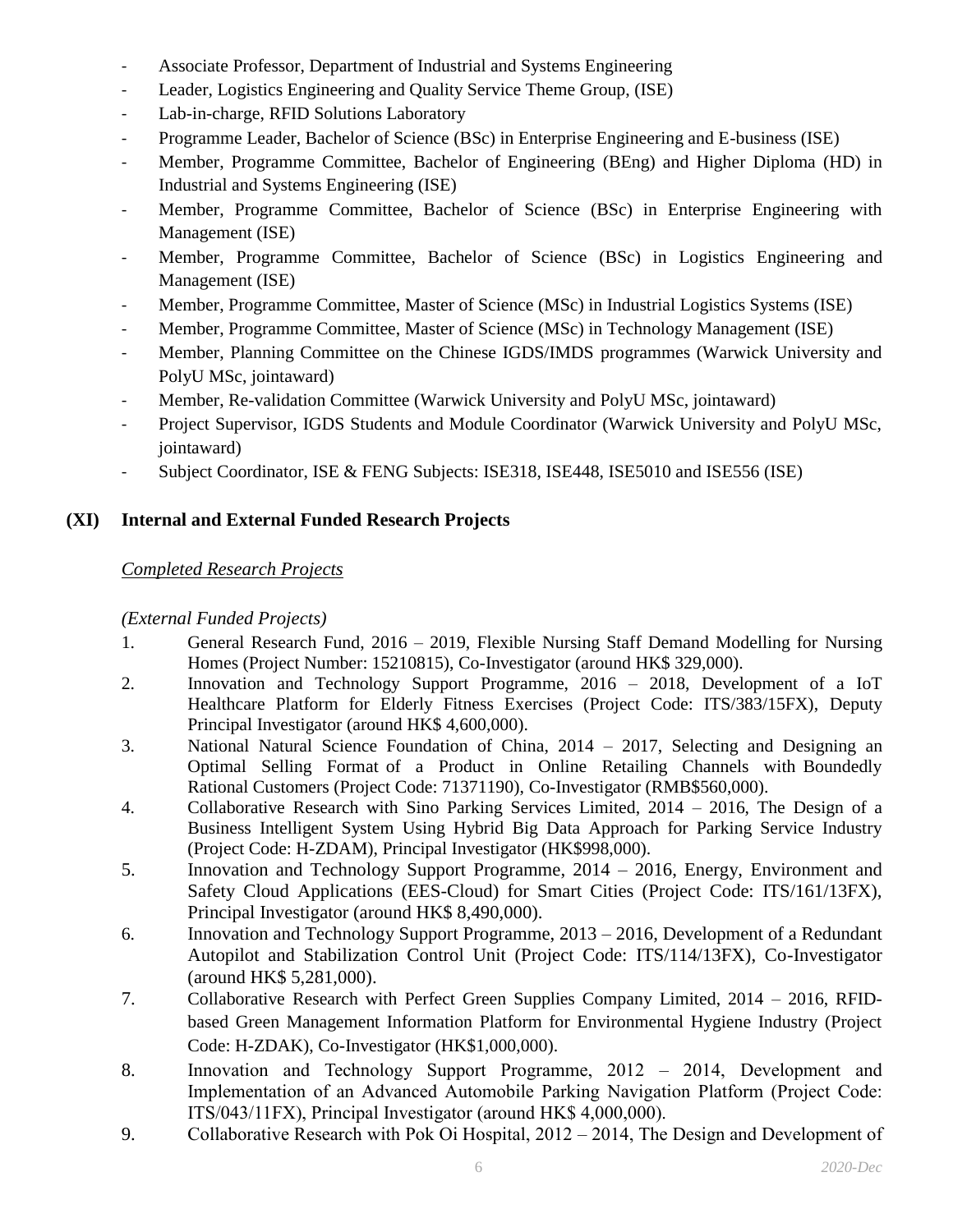- Associate Professor, Department of Industrial and Systems Engineering
- Leader, Logistics Engineering and Quality Service Theme Group, (ISE)
- Lab-in-charge, RFID Solutions Laboratory
- Programme Leader, Bachelor of Science (BSc) in Enterprise Engineering and E-business (ISE)
- Member, Programme Committee, Bachelor of Engineering (BEng) and Higher Diploma (HD) in Industrial and Systems Engineering (ISE)
- Member, Programme Committee, Bachelor of Science (BSc) in Enterprise Engineering with Management (ISE)
- Member, Programme Committee, Bachelor of Science (BSc) in Logistics Engineering and Management (ISE)
- Member, Programme Committee, Master of Science (MSc) in Industrial Logistics Systems (ISE)
- Member, Programme Committee, Master of Science (MSc) in Technology Management (ISE)
- Member, Planning Committee on the Chinese IGDS/IMDS programmes (Warwick University and PolyU MSc, jointaward)
- Member, Re-validation Committee (Warwick University and PolyU MSc, jointaward)
- Project Supervisor, IGDS Students and Module Coordinator (Warwick University and PolyU MSc, jointaward)
- Subject Coordinator, ISE & FENG Subjects: ISE318, ISE448, ISE5010 and ISE556 (ISE)

## (XI) Internal and External Funded Research Projects

*Completed Research Projects*

*(External Funded Projects)*

1. General Research Fund, 2016 – 2019, Flexible Nursing Staff Demand Modelling for Nursing Homes (Project Number: 15210815), Co-Investigator (around HK$ 329,000).
2. Innovation and Technology Support Programme, 2016 – 2018, Development of a IoT Healthcare Platform for Elderly Fitness Exercises (Project Code: ITS/383/15FX), Deputy Principal Investigator (around HK$ 4,600,000).
3. National Natural Science Foundation of China, 2014 – 2017, Selecting and Designing an Optimal Selling Format of a Product in Online Retailing Channels with Boundedly Rational Customers (Project Code: 71371190), Co-Investigator (RMB$560,000).
4. Collaborative Research with Sino Parking Services Limited, 2014 – 2016, The Design of a Business Intelligent System Using Hybrid Big Data Approach for Parking Service Industry (Project Code: H-ZDAM), Principal Investigator (HK$998,000).
5. Innovation and Technology Support Programme, 2014 – 2016, Energy, Environment and Safety Cloud Applications (EES-Cloud) for Smart Cities (Project Code: ITS/161/13FX), Principal Investigator (around HK$ 8,490,000).
6. Innovation and Technology Support Programme, 2013 – 2016, Development of a Redundant Autopilot and Stabilization Control Unit (Project Code: ITS/114/13FX), Co-Investigator (around HK$ 5,281,000).
7. Collaborative Research with Perfect Green Supplies Company Limited, 2014 – 2016, RFID-based Green Management Information Platform for Environmental Hygiene Industry (Project Code: H-ZDAK), Co-Investigator (HK$1,000,000).
8. Innovation and Technology Support Programme, 2012 – 2014, Development and Implementation of an Advanced Automobile Parking Navigation Platform (Project Code: ITS/043/11FX), Principal Investigator (around HK$ 4,000,000).
9. Collaborative Research with Pok Oi Hospital, 2012 – 2014, The Design and Development of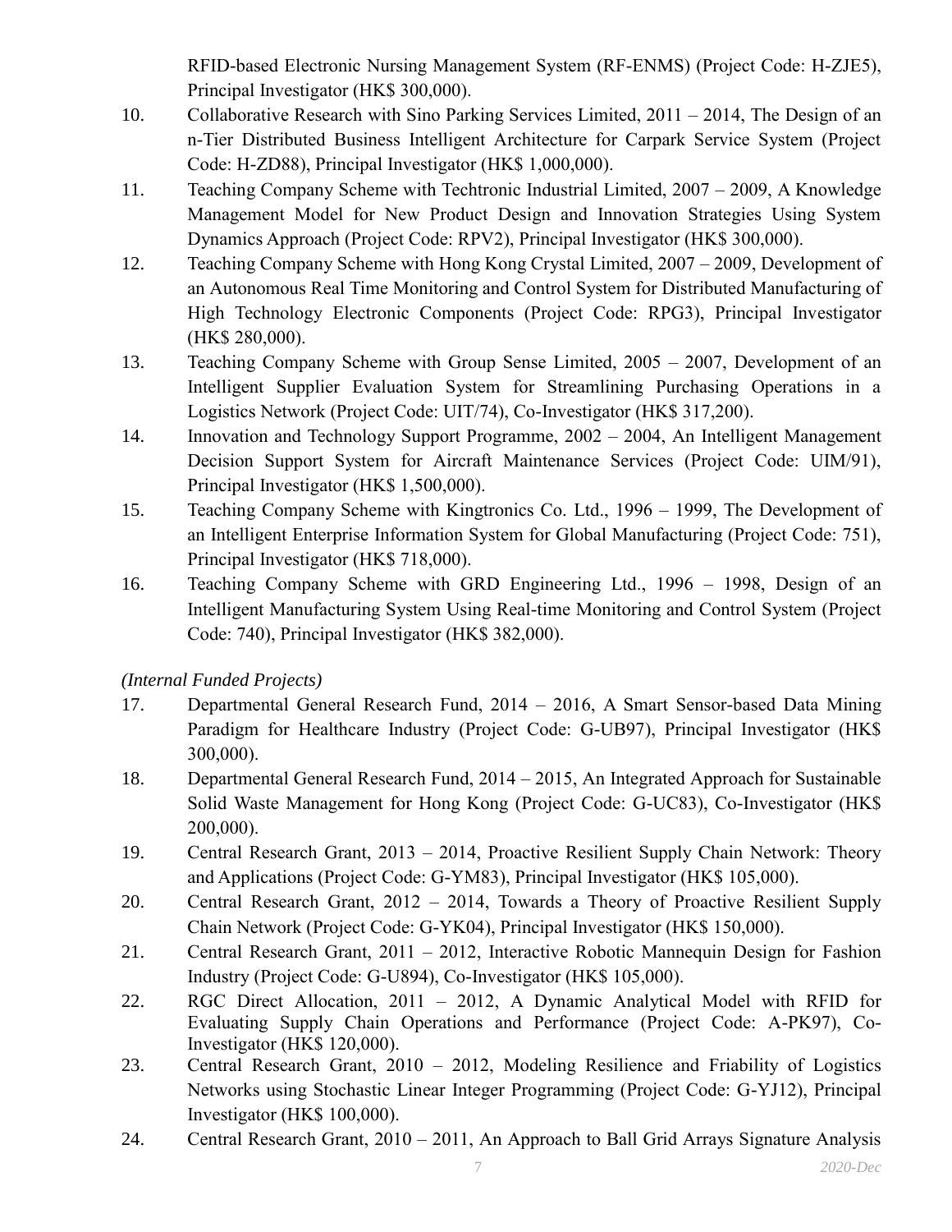RFID-based Electronic Nursing Management System (RF-ENMS) (Project Code: H-ZJE5), Principal Investigator (HK$ 300,000).

10. Collaborative Research with Sino Parking Services Limited, 2011 – 2014, The Design of an n-Tier Distributed Business Intelligent Architecture for Carpark Service System (Project Code: H-ZD88), Principal Investigator (HK$ 1,000,000).
11. Teaching Company Scheme with Techtronic Industrial Limited, 2007 – 2009, A Knowledge Management Model for New Product Design and Innovation Strategies Using System Dynamics Approach (Project Code: RPV2), Principal Investigator (HK$ 300,000).
12. Teaching Company Scheme with Hong Kong Crystal Limited, 2007 – 2009, Development of an Autonomous Real Time Monitoring and Control System for Distributed Manufacturing of High Technology Electronic Components (Project Code: RPG3), Principal Investigator (HK$ 280,000).
13. Teaching Company Scheme with Group Sense Limited, 2005 – 2007, Development of an Intelligent Supplier Evaluation System for Streamlining Purchasing Operations in a Logistics Network (Project Code: UIT/74), Co-Investigator (HK$ 317,200).
14. Innovation and Technology Support Programme, 2002 – 2004, An Intelligent Management Decision Support System for Aircraft Maintenance Services (Project Code: UIM/91), Principal Investigator (HK$ 1,500,000).
15. Teaching Company Scheme with Kingtronics Co. Ltd., 1996 – 1999, The Development of an Intelligent Enterprise Information System for Global Manufacturing (Project Code: 751), Principal Investigator (HK$ 718,000).
16. Teaching Company Scheme with GRD Engineering Ltd., 1996 – 1998, Design of an Intelligent Manufacturing System Using Real-time Monitoring and Control System (Project Code: 740), Principal Investigator (HK$ 382,000).

*(Internal Funded Projects)*

17. Departmental General Research Fund, 2014 – 2016, A Smart Sensor-based Data Mining Paradigm for Healthcare Industry (Project Code: G-UB97), Principal Investigator (HK$ 300,000).
18. Departmental General Research Fund, 2014 – 2015, An Integrated Approach for Sustainable Solid Waste Management for Hong Kong (Project Code: G-UC83), Co-Investigator (HK$ 200,000).
19. Central Research Grant, 2013 – 2014, Proactive Resilient Supply Chain Network: Theory and Applications (Project Code: G-YM83), Principal Investigator (HK$ 105,000).
20. Central Research Grant, 2012 – 2014, Towards a Theory of Proactive Resilient Supply Chain Network (Project Code: G-YK04), Principal Investigator (HK$ 150,000).
21. Central Research Grant, 2011 – 2012, Interactive Robotic Mannequin Design for Fashion Industry (Project Code: G-U894), Co-Investigator (HK$ 105,000).
22. RGC Direct Allocation, 2011 – 2012, A Dynamic Analytical Model with RFID for Evaluating Supply Chain Operations and Performance (Project Code: A-PK97), Co-Investigator (HK$ 120,000).
23. Central Research Grant, 2010 – 2012, Modeling Resilience and Friability of Logistics Networks using Stochastic Linear Integer Programming (Project Code: G-YJ12), Principal Investigator (HK$ 100,000).
24. Central Research Grant, 2010 – 2011, An Approach to Ball Grid Arrays Signature Analysis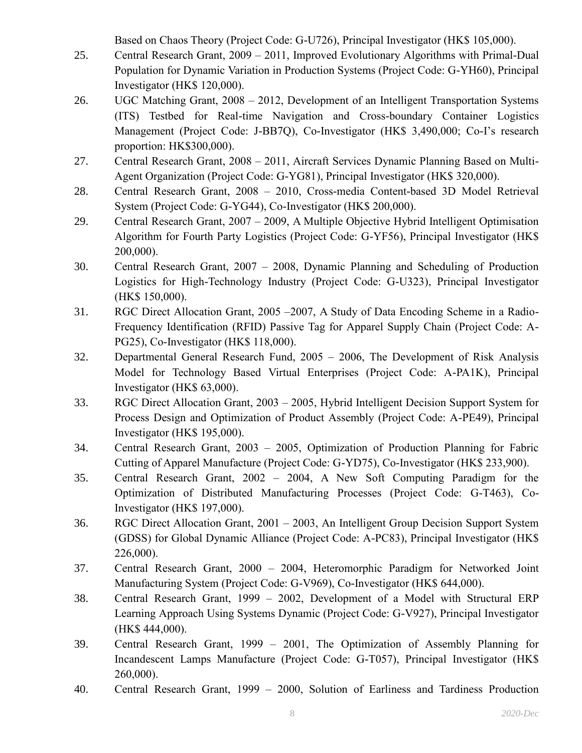Based on Chaos Theory (Project Code: G-U726), Principal Investigator (HK$ 105,000).

25. Central Research Grant, 2009 – 2011, Improved Evolutionary Algorithms with Primal-Dual Population for Dynamic Variation in Production Systems (Project Code: G-YH60), Principal Investigator (HK$ 120,000).
26. UGC Matching Grant, 2008 – 2012, Development of an Intelligent Transportation Systems (ITS) Testbed for Real-time Navigation and Cross-boundary Container Logistics Management (Project Code: J-BB7Q), Co-Investigator (HK$ 3,490,000; Co-I's research proportion: HK$300,000).
27. Central Research Grant, 2008 – 2011, Aircraft Services Dynamic Planning Based on Multi-Agent Organization (Project Code: G-YG81), Principal Investigator (HK$ 320,000).
28. Central Research Grant, 2008 – 2010, Cross-media Content-based 3D Model Retrieval System (Project Code: G-YG44), Co-Investigator (HK$ 200,000).
29. Central Research Grant, 2007 – 2009, A Multiple Objective Hybrid Intelligent Optimisation Algorithm for Fourth Party Logistics (Project Code: G-YF56), Principal Investigator (HK$ 200,000).
30. Central Research Grant, 2007 – 2008, Dynamic Planning and Scheduling of Production Logistics for High-Technology Industry (Project Code: G-U323), Principal Investigator (HK$ 150,000).
31. RGC Direct Allocation Grant, 2005 –2007, A Study of Data Encoding Scheme in a Radio-Frequency Identification (RFID) Passive Tag for Apparel Supply Chain (Project Code: A-PG25), Co-Investigator (HK$ 118,000).
32. Departmental General Research Fund, 2005 – 2006, The Development of Risk Analysis Model for Technology Based Virtual Enterprises (Project Code: A-PA1K), Principal Investigator (HK$ 63,000).
33. RGC Direct Allocation Grant, 2003 – 2005, Hybrid Intelligent Decision Support System for Process Design and Optimization of Product Assembly (Project Code: A-PE49), Principal Investigator (HK$ 195,000).
34. Central Research Grant, 2003 – 2005, Optimization of Production Planning for Fabric Cutting of Apparel Manufacture (Project Code: G-YD75), Co-Investigator (HK$ 233,900).
35. Central Research Grant, 2002 – 2004, A New Soft Computing Paradigm for the Optimization of Distributed Manufacturing Processes (Project Code: G-T463), Co-Investigator (HK$ 197,000).
36. RGC Direct Allocation Grant, 2001 – 2003, An Intelligent Group Decision Support System (GDSS) for Global Dynamic Alliance (Project Code: A-PC83), Principal Investigator (HK$ 226,000).
37. Central Research Grant, 2000 – 2004, Heteromorphic Paradigm for Networked Joint Manufacturing System (Project Code: G-V969), Co-Investigator (HK$ 644,000).
38. Central Research Grant, 1999 – 2002, Development of a Model with Structural ERP Learning Approach Using Systems Dynamic (Project Code: G-V927), Principal Investigator (HK$ 444,000).
39. Central Research Grant, 1999 – 2001, The Optimization of Assembly Planning for Incandescent Lamps Manufacture (Project Code: G-T057), Principal Investigator (HK$ 260,000).
40. Central Research Grant, 1999 – 2000, Solution of Earliness and Tardiness Production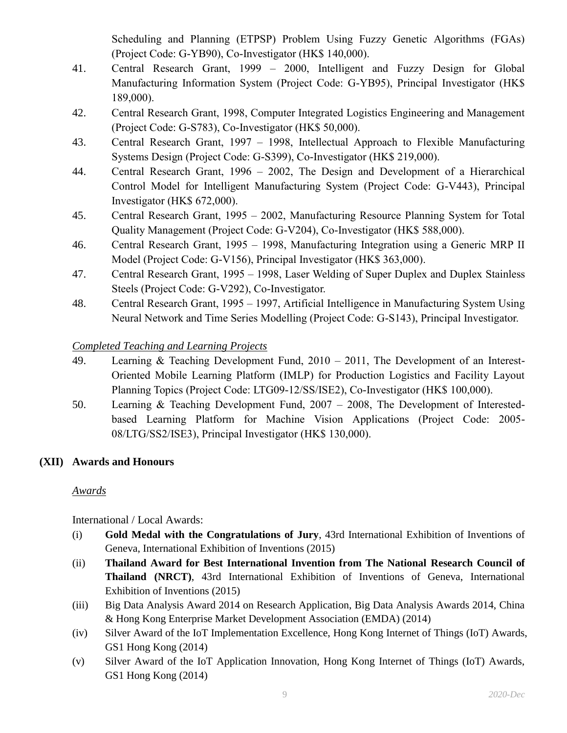Scheduling and Planning (ETPSP) Problem Using Fuzzy Genetic Algorithms (FGAs) (Project Code: G-YB90), Co-Investigator (HK$ 140,000).

41. Central Research Grant, 1999 – 2000, Intelligent and Fuzzy Design for Global Manufacturing Information System (Project Code: G-YB95), Principal Investigator (HK$ 189,000).
42. Central Research Grant, 1998, Computer Integrated Logistics Engineering and Management (Project Code: G-S783), Co-Investigator (HK$ 50,000).
43. Central Research Grant, 1997 – 1998, Intellectual Approach to Flexible Manufacturing Systems Design (Project Code: G-S399), Co-Investigator (HK$ 219,000).
44. Central Research Grant, 1996 – 2002, The Design and Development of a Hierarchical Control Model for Intelligent Manufacturing System (Project Code: G-V443), Principal Investigator (HK$ 672,000).
45. Central Research Grant, 1995 – 2002, Manufacturing Resource Planning System for Total Quality Management (Project Code: G-V204), Co-Investigator (HK$ 588,000).
46. Central Research Grant, 1995 – 1998, Manufacturing Integration using a Generic MRP II Model (Project Code: G-V156), Principal Investigator (HK$ 363,000).
47. Central Research Grant, 1995 – 1998, Laser Welding of Super Duplex and Duplex Stainless Steels (Project Code: G-V292), Co-Investigator.
48. Central Research Grant, 1995 – 1997, Artificial Intelligence in Manufacturing System Using Neural Network and Time Series Modelling (Project Code: G-S143), Principal Investigator.

*Completed Teaching and Learning Projects*

49. Learning & Teaching Development Fund, 2010 – 2011, The Development of an Interest-Oriented Mobile Learning Platform (IMLP) for Production Logistics and Facility Layout Planning Topics (Project Code: LTG09-12/SS/ISE2), Co-Investigator (HK$ 100,000).
50. Learning & Teaching Development Fund, 2007 – 2008, The Development of Interested-based Learning Platform for Machine Vision Applications (Project Code: 2005-08/LTG/SS2/ISE3), Principal Investigator (HK$ 130,000).

## (XII) Awards and Honours

*Awards*

International / Local Awards:

(i) **Gold Medal with the Congratulations of Jury**, 43rd International Exhibition of Inventions of Geneva, International Exhibition of Inventions (2015)

(ii) **Thailand Award for Best International Invention from The National Research Council of Thailand (NRCT)**, 43rd International Exhibition of Inventions of Geneva, International Exhibition of Inventions (2015)

(iii) Big Data Analysis Award 2014 on Research Application, Big Data Analysis Awards 2014, China & Hong Kong Enterprise Market Development Association (EMDA) (2014)

(iv) Silver Award of the IoT Implementation Excellence, Hong Kong Internet of Things (IoT) Awards, GS1 Hong Kong (2014)

(v) Silver Award of the IoT Application Innovation, Hong Kong Internet of Things (IoT) Awards, GS1 Hong Kong (2014)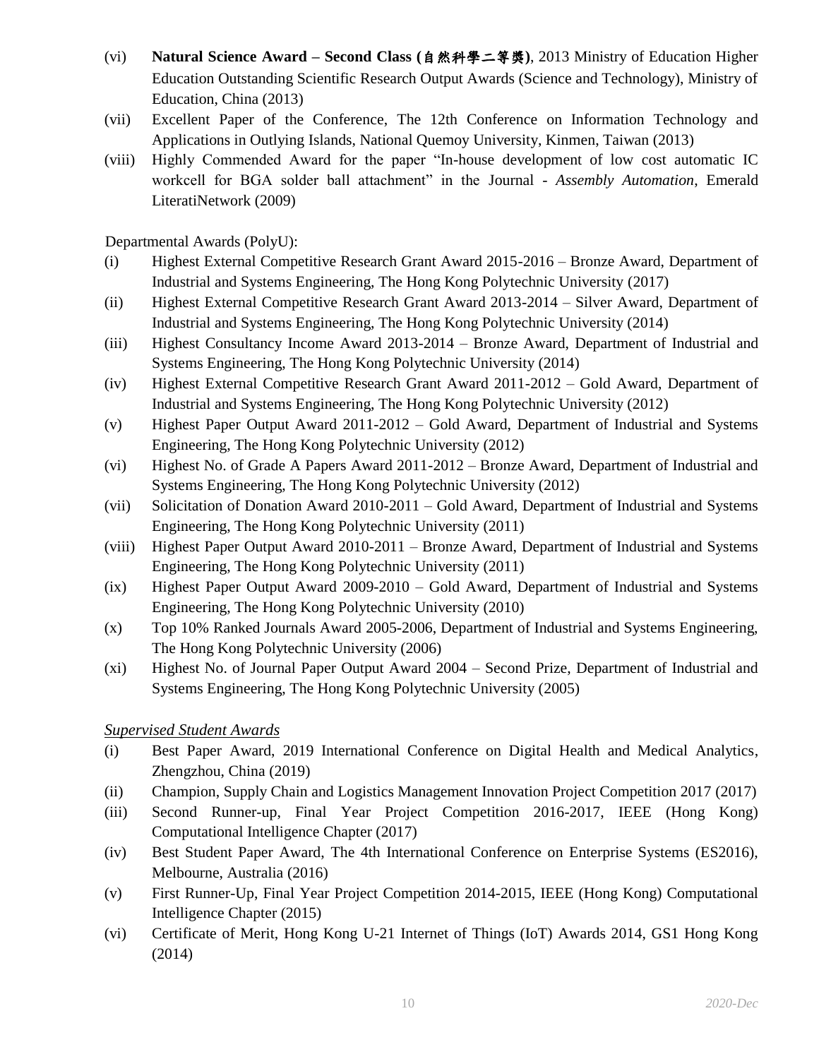(vi) **Natural Science Award – Second Class (自然科學二等獎)**, 2013 Ministry of Education Higher Education Outstanding Scientific Research Output Awards (Science and Technology), Ministry of Education, China (2013)

(vii) Excellent Paper of the Conference, The 12th Conference on Information Technology and Applications in Outlying Islands, National Quemoy University, Kinmen, Taiwan (2013)

(viii) Highly Commended Award for the paper "In-house development of low cost automatic IC workcell for BGA solder ball attachment" in the Journal - *Assembly Automation*, Emerald LiteratiNetwork (2009)

Departmental Awards (PolyU):

(i) Highest External Competitive Research Grant Award 2015-2016 – Bronze Award, Department of Industrial and Systems Engineering, The Hong Kong Polytechnic University (2017)

(ii) Highest External Competitive Research Grant Award 2013-2014 – Silver Award, Department of Industrial and Systems Engineering, The Hong Kong Polytechnic University (2014)

(iii) Highest Consultancy Income Award 2013-2014 – Bronze Award, Department of Industrial and Systems Engineering, The Hong Kong Polytechnic University (2014)

(iv) Highest External Competitive Research Grant Award 2011-2012 – Gold Award, Department of Industrial and Systems Engineering, The Hong Kong Polytechnic University (2012)

(v) Highest Paper Output Award 2011-2012 – Gold Award, Department of Industrial and Systems Engineering, The Hong Kong Polytechnic University (2012)

(vi) Highest No. of Grade A Papers Award 2011-2012 – Bronze Award, Department of Industrial and Systems Engineering, The Hong Kong Polytechnic University (2012)

(vii) Solicitation of Donation Award 2010-2011 – Gold Award, Department of Industrial and Systems Engineering, The Hong Kong Polytechnic University (2011)

(viii) Highest Paper Output Award 2010-2011 – Bronze Award, Department of Industrial and Systems Engineering, The Hong Kong Polytechnic University (2011)

(ix) Highest Paper Output Award 2009-2010 – Gold Award, Department of Industrial and Systems Engineering, The Hong Kong Polytechnic University (2010)

(x) Top 10% Ranked Journals Award 2005-2006, Department of Industrial and Systems Engineering, The Hong Kong Polytechnic University (2006)

(xi) Highest No. of Journal Paper Output Award 2004 – Second Prize, Department of Industrial and Systems Engineering, The Hong Kong Polytechnic University (2005)

*Supervised Student Awards*

(i) Best Paper Award, 2019 International Conference on Digital Health and Medical Analytics, Zhengzhou, China (2019)

(ii) Champion, Supply Chain and Logistics Management Innovation Project Competition 2017 (2017)

(iii) Second Runner-up, Final Year Project Competition 2016-2017, IEEE (Hong Kong) Computational Intelligence Chapter (2017)

(iv) Best Student Paper Award, The 4th International Conference on Enterprise Systems (ES2016), Melbourne, Australia (2016)

(v) First Runner-Up, Final Year Project Competition 2014-2015, IEEE (Hong Kong) Computational Intelligence Chapter (2015)

(vi) Certificate of Merit, Hong Kong U-21 Internet of Things (IoT) Awards 2014, GS1 Hong Kong (2014)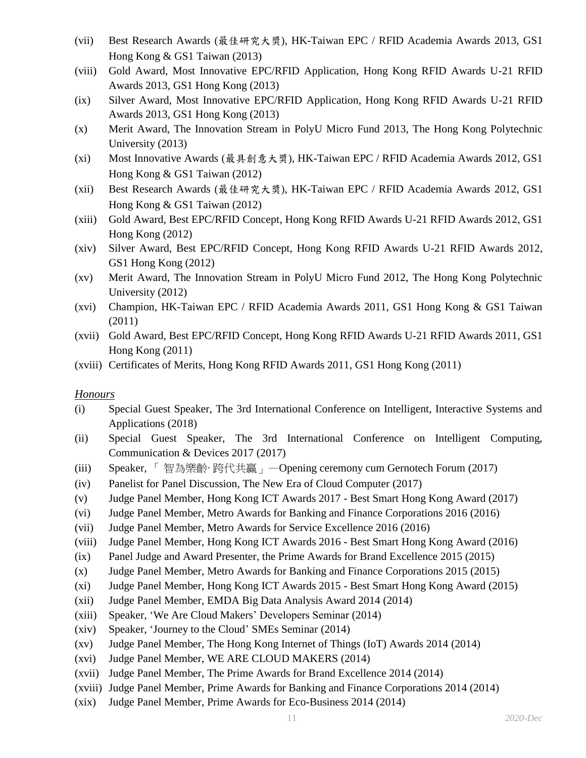(vii) Best Research Awards (最佳研究大獎), HK-Taiwan EPC / RFID Academia Awards 2013, GS1 Hong Kong & GS1 Taiwan (2013)

(viii) Gold Award, Most Innovative EPC/RFID Application, Hong Kong RFID Awards U-21 RFID Awards 2013, GS1 Hong Kong (2013)

(ix) Silver Award, Most Innovative EPC/RFID Application, Hong Kong RFID Awards U-21 RFID Awards 2013, GS1 Hong Kong (2013)

(x) Merit Award, The Innovation Stream in PolyU Micro Fund 2013, The Hong Kong Polytechnic University (2013)

(xi) Most Innovative Awards (最具創意大獎), HK-Taiwan EPC / RFID Academia Awards 2012, GS1 Hong Kong & GS1 Taiwan (2012)

(xii) Best Research Awards (最佳研究大獎), HK-Taiwan EPC / RFID Academia Awards 2012, GS1 Hong Kong & GS1 Taiwan (2012)

(xiii) Gold Award, Best EPC/RFID Concept, Hong Kong RFID Awards U-21 RFID Awards 2012, GS1 Hong Kong (2012)

(xiv) Silver Award, Best EPC/RFID Concept, Hong Kong RFID Awards U-21 RFID Awards 2012, GS1 Hong Kong (2012)

(xv) Merit Award, The Innovation Stream in PolyU Micro Fund 2012, The Hong Kong Polytechnic University (2012)

(xvi) Champion, HK-Taiwan EPC / RFID Academia Awards 2011, GS1 Hong Kong & GS1 Taiwan (2011)

(xvii) Gold Award, Best EPC/RFID Concept, Hong Kong RFID Awards U-21 RFID Awards 2011, GS1 Hong Kong (2011)

(xviii) Certificates of Merits, Hong Kong RFID Awards 2011, GS1 Hong Kong (2011)

*Honours*

(i) Special Guest Speaker, The 3rd International Conference on Intelligent, Interactive Systems and Applications (2018)

(ii) Special Guest Speaker, The 3rd International Conference on Intelligent Computing, Communication & Devices 2017 (2017)

(iii) Speaker, 「 智為樂齡· 跨代共贏」—Opening ceremony cum Gernotech Forum (2017)

(iv) Panelist for Panel Discussion, The New Era of Cloud Computer (2017)

(v) Judge Panel Member, Hong Kong ICT Awards 2017 - Best Smart Hong Kong Award (2017)

(vi) Judge Panel Member, Metro Awards for Banking and Finance Corporations 2016 (2016)

(vii) Judge Panel Member, Metro Awards for Service Excellence 2016 (2016)

(viii) Judge Panel Member, Hong Kong ICT Awards 2016 - Best Smart Hong Kong Award (2016)

(ix) Panel Judge and Award Presenter, the Prime Awards for Brand Excellence 2015 (2015)

(x) Judge Panel Member, Metro Awards for Banking and Finance Corporations 2015 (2015)

(xi) Judge Panel Member, Hong Kong ICT Awards 2015 - Best Smart Hong Kong Award (2015)

(xii) Judge Panel Member, EMDA Big Data Analysis Award 2014 (2014)

(xiii) Speaker, 'We Are Cloud Makers' Developers Seminar (2014)

(xiv) Speaker, 'Journey to the Cloud' SMEs Seminar (2014)

(xv) Judge Panel Member, The Hong Kong Internet of Things (IoT) Awards 2014 (2014)

(xvi) Judge Panel Member, WE ARE CLOUD MAKERS (2014)

(xvii) Judge Panel Member, The Prime Awards for Brand Excellence 2014 (2014)

(xviii) Judge Panel Member, Prime Awards for Banking and Finance Corporations 2014 (2014)

(xix) Judge Panel Member, Prime Awards for Eco-Business 2014 (2014)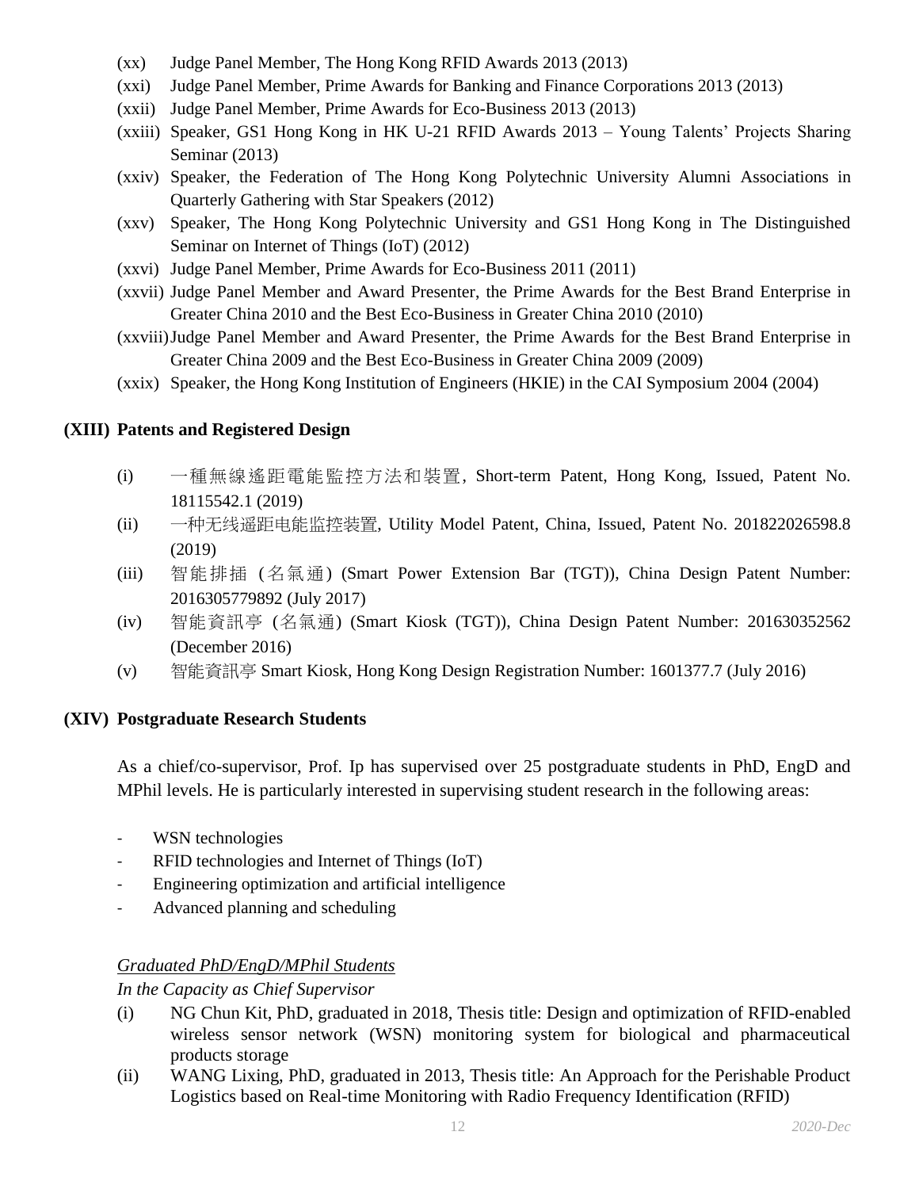(xx) Judge Panel Member, The Hong Kong RFID Awards 2013 (2013)

(xxi) Judge Panel Member, Prime Awards for Banking and Finance Corporations 2013 (2013)

(xxii) Judge Panel Member, Prime Awards for Eco-Business 2013 (2013)

(xxiii) Speaker, GS1 Hong Kong in HK U-21 RFID Awards 2013 – Young Talents' Projects Sharing Seminar (2013)

(xxiv) Speaker, the Federation of The Hong Kong Polytechnic University Alumni Associations in Quarterly Gathering with Star Speakers (2012)

(xxv) Speaker, The Hong Kong Polytechnic University and GS1 Hong Kong in The Distinguished Seminar on Internet of Things (IoT) (2012)

(xxvi) Judge Panel Member, Prime Awards for Eco-Business 2011 (2011)

(xxvii) Judge Panel Member and Award Presenter, the Prime Awards for the Best Brand Enterprise in Greater China 2010 and the Best Eco-Business in Greater China 2010 (2010)

(xxviii) Judge Panel Member and Award Presenter, the Prime Awards for the Best Brand Enterprise in Greater China 2009 and the Best Eco-Business in Greater China 2009 (2009)

(xxix) Speaker, the Hong Kong Institution of Engineers (HKIE) in the CAI Symposium 2004 (2004)

## (XIII) Patents and Registered Design

(i) 一種無線遙距電能監控方法和裝置, Short-term Patent, Hong Kong, Issued, Patent No. 18115542.1 (2019)

(ii) 一种无线遥距电能监控装置, Utility Model Patent, China, Issued, Patent No. 201822026598.8 (2019)

(iii) 智能排插 (名氣通) (Smart Power Extension Bar (TGT)), China Design Patent Number: 2016305779892 (July 2017)

(iv) 智能資訊亭 (名氣通) (Smart Kiosk (TGT)), China Design Patent Number: 201630352562 (December 2016)

(v) 智能資訊亭 Smart Kiosk, Hong Kong Design Registration Number: 1601377.7 (July 2016)

## (XIV) Postgraduate Research Students

As a chief/co-supervisor, Prof. Ip has supervised over 25 postgraduate students in PhD, EngD and MPhil levels. He is particularly interested in supervising student research in the following areas:

- WSN technologies
- RFID technologies and Internet of Things (IoT)
- Engineering optimization and artificial intelligence
- Advanced planning and scheduling

*Graduated PhD/EngD/MPhil Students*

*In the Capacity as Chief Supervisor*

(i) NG Chun Kit, PhD, graduated in 2018, Thesis title: Design and optimization of RFID-enabled wireless sensor network (WSN) monitoring system for biological and pharmaceutical products storage

(ii) WANG Lixing, PhD, graduated in 2013, Thesis title: An Approach for the Perishable Product Logistics based on Real-time Monitoring with Radio Frequency Identification (RFID)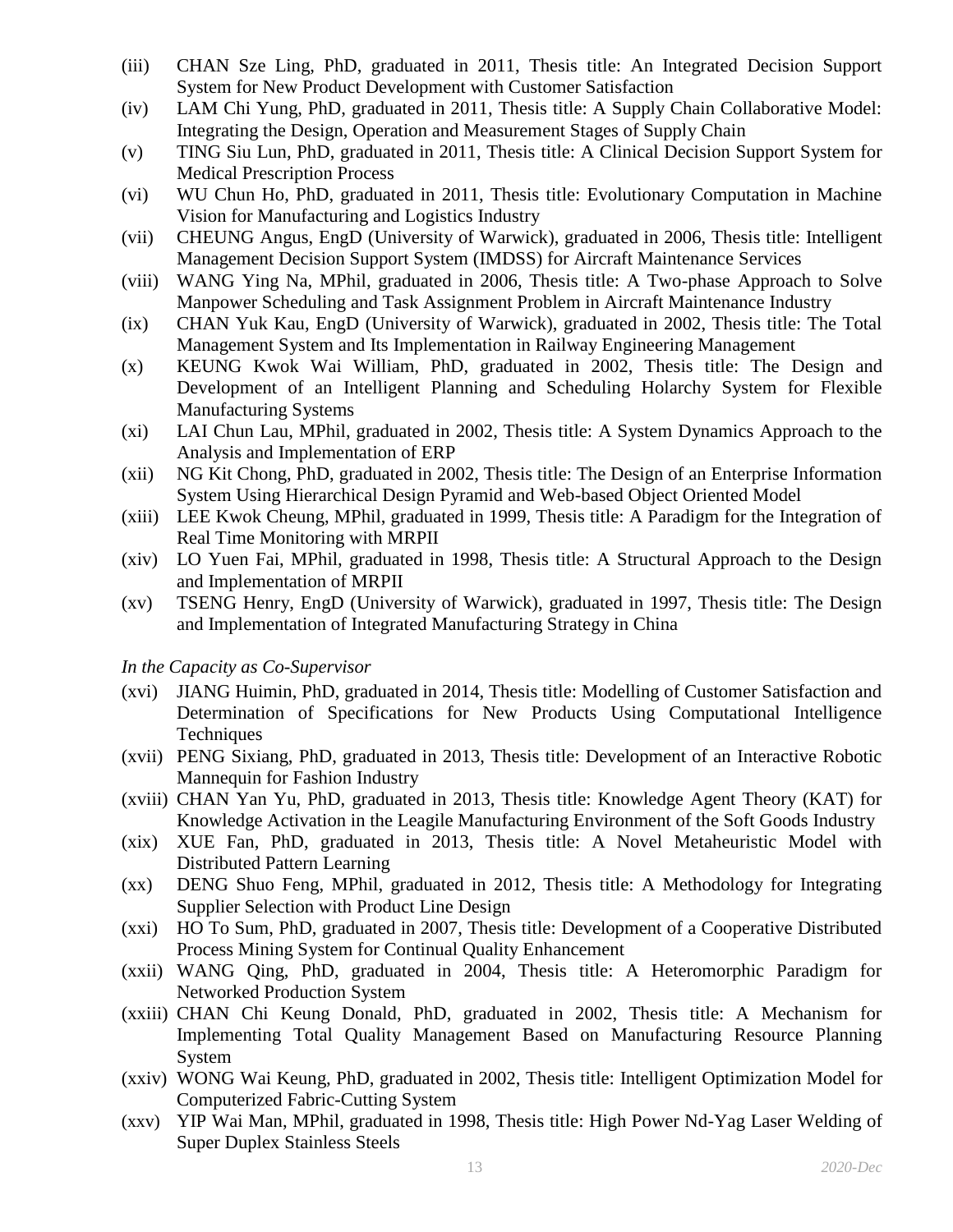(iii) CHAN Sze Ling, PhD, graduated in 2011, Thesis title: An Integrated Decision Support System for New Product Development with Customer Satisfaction

(iv) LAM Chi Yung, PhD, graduated in 2011, Thesis title: A Supply Chain Collaborative Model: Integrating the Design, Operation and Measurement Stages of Supply Chain

(v) TING Siu Lun, PhD, graduated in 2011, Thesis title: A Clinical Decision Support System for Medical Prescription Process

(vi) WU Chun Ho, PhD, graduated in 2011, Thesis title: Evolutionary Computation in Machine Vision for Manufacturing and Logistics Industry

(vii) CHEUNG Angus, EngD (University of Warwick), graduated in 2006, Thesis title: Intelligent Management Decision Support System (IMDSS) for Aircraft Maintenance Services

(viii) WANG Ying Na, MPhil, graduated in 2006, Thesis title: A Two-phase Approach to Solve Manpower Scheduling and Task Assignment Problem in Aircraft Maintenance Industry

(ix) CHAN Yuk Kau, EngD (University of Warwick), graduated in 2002, Thesis title: The Total Management System and Its Implementation in Railway Engineering Management

(x) KEUNG Kwok Wai William, PhD, graduated in 2002, Thesis title: The Design and Development of an Intelligent Planning and Scheduling Holarchy System for Flexible Manufacturing Systems

(xi) LAI Chun Lau, MPhil, graduated in 2002, Thesis title: A System Dynamics Approach to the Analysis and Implementation of ERP

(xii) NG Kit Chong, PhD, graduated in 2002, Thesis title: The Design of an Enterprise Information System Using Hierarchical Design Pyramid and Web-based Object Oriented Model

(xiii) LEE Kwok Cheung, MPhil, graduated in 1999, Thesis title: A Paradigm for the Integration of Real Time Monitoring with MRPII

(xiv) LO Yuen Fai, MPhil, graduated in 1998, Thesis title: A Structural Approach to the Design and Implementation of MRPII

(xv) TSENG Henry, EngD (University of Warwick), graduated in 1997, Thesis title: The Design and Implementation of Integrated Manufacturing Strategy in China

*In the Capacity as Co-Supervisor*

(xvi) JIANG Huimin, PhD, graduated in 2014, Thesis title: Modelling of Customer Satisfaction and Determination of Specifications for New Products Using Computational Intelligence Techniques

(xvii) PENG Sixiang, PhD, graduated in 2013, Thesis title: Development of an Interactive Robotic Mannequin for Fashion Industry

(xviii) CHAN Yan Yu, PhD, graduated in 2013, Thesis title: Knowledge Agent Theory (KAT) for Knowledge Activation in the Leagile Manufacturing Environment of the Soft Goods Industry

(xix) XUE Fan, PhD, graduated in 2013, Thesis title: A Novel Metaheuristic Model with Distributed Pattern Learning

(xx) DENG Shuo Feng, MPhil, graduated in 2012, Thesis title: A Methodology for Integrating Supplier Selection with Product Line Design

(xxi) HO To Sum, PhD, graduated in 2007, Thesis title: Development of a Cooperative Distributed Process Mining System for Continual Quality Enhancement

(xxii) WANG Qing, PhD, graduated in 2004, Thesis title: A Heteromorphic Paradigm for Networked Production System

(xxiii) CHAN Chi Keung Donald, PhD, graduated in 2002, Thesis title: A Mechanism for Implementing Total Quality Management Based on Manufacturing Resource Planning System

(xxiv) WONG Wai Keung, PhD, graduated in 2002, Thesis title: Intelligent Optimization Model for Computerized Fabric-Cutting System

(xxv) YIP Wai Man, MPhil, graduated in 1998, Thesis title: High Power Nd-Yag Laser Welding of Super Duplex Stainless Steels